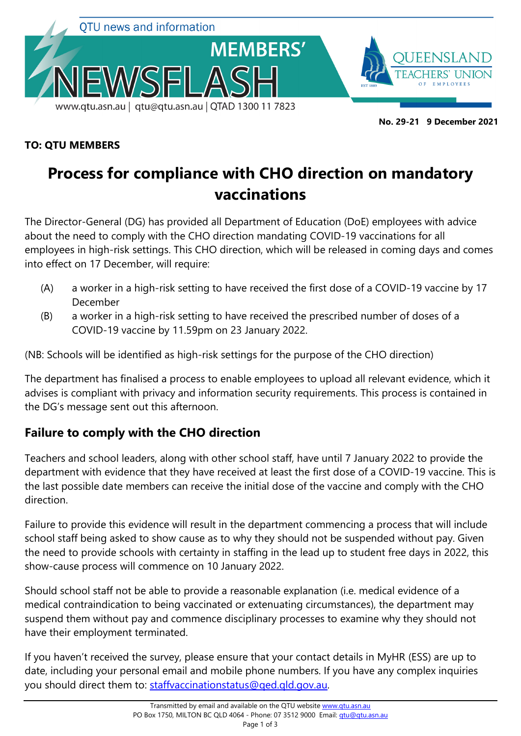QTU news and information

# MEMBERS' NEWSFLASH

www.qtu.asn.au | qtu@qtu.asn.au | QTAD 1300 11 7823

QUEENSLAND TEACHERS' UNION OF EMPLOYEES

**No. 29-21 9 December 2021**

**TO: QTU MEMBERS**

# Process for compliance with CHO direction on mandatory vaccinations

The Director-General (DG) has provided all Department of Education (DoE) employees with advice about the need to comply with the CHO direction mandating COVID-19 vaccinations for all employees in high-risk settings. This CHO direction, which will be released in coming days and comes into effect on 17 December, will require:

(A) a worker in a high-risk setting to have received the first dose of a COVID-19 vaccine by 17 December

(B) a worker in a high-risk setting to have received the prescribed number of doses of a COVID-19 vaccine by 11.59pm on 23 January 2022.

(NB: Schools will be identified as high-risk settings for the purpose of the CHO direction)

The department has finalised a process to enable employees to upload all relevant evidence, which it advises is compliant with privacy and information security requirements. This process is contained in the DG's message sent out this afternoon.

## Failure to comply with the CHO direction

Teachers and school leaders, along with other school staff, have until 7 January 2022 to provide the department with evidence that they have received at least the first dose of a COVID-19 vaccine. This is the last possible date members can receive the initial dose of the vaccine and comply with the CHO direction.

Failure to provide this evidence will result in the department commencing a process that will include school staff being asked to show cause as to why they should not be suspended without pay. Given the need to provide schools with certainty in staffing in the lead up to student free days in 2022, this show-cause process will commence on 10 January 2022.

Should school staff not be able to provide a reasonable explanation (i.e. medical evidence of a medical contraindication to being vaccinated or extenuating circumstances), the department may suspend them without pay and commence disciplinary processes to examine why they should not have their employment terminated.

If you haven't received the survey, please ensure that your contact details in MyHR (ESS) are up to date, including your personal email and mobile phone numbers. If you have any complex inquiries you should direct them to: staffvaccinationstatus@qed.qld.gov.au.

Transmitted by email and available on the QTU website www.qtu.asn.au
PO Box 1750, MILTON BC QLD 4064 - Phone: 07 3512 9000 Email: qtu@qtu.asn.au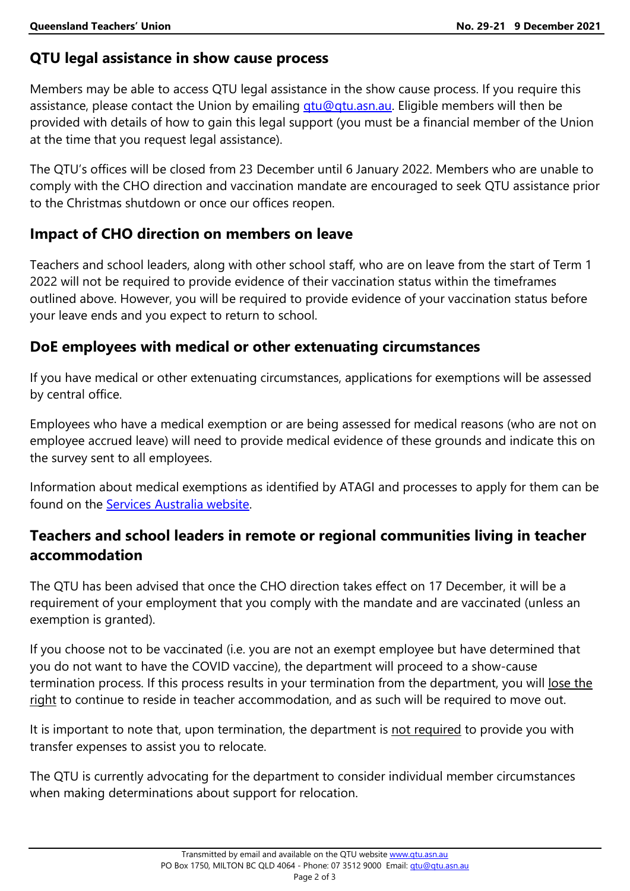## QTU legal assistance in show cause process

Members may be able to access QTU legal assistance in the show cause process. If you require this assistance, please contact the Union by emailing [qtu@qtu.asn.au](mailto:qtu@qtu.asn.au). Eligible members will then be provided with details of how to gain this legal support (you must be a financial member of the Union at the time that you request legal assistance).

The QTU's offices will be closed from 23 December until 6 January 2022. Members who are unable to comply with the CHO direction and vaccination mandate are encouraged to seek QTU assistance prior to the Christmas shutdown or once our offices reopen.

## Impact of CHO direction on members on leave

Teachers and school leaders, along with other school staff, who are on leave from the start of Term 1 2022 will not be required to provide evidence of their vaccination status within the timeframes outlined above. However, you will be required to provide evidence of your vaccination status before your leave ends and you expect to return to school.

## DoE employees with medical or other extenuating circumstances

If you have medical or other extenuating circumstances, applications for exemptions will be assessed by central office.

Employees who have a medical exemption or are being assessed for medical reasons (who are not on employee accrued leave) will need to provide medical evidence of these grounds and indicate this on the survey sent to all employees.

Information about medical exemptions as identified by ATAGI and processes to apply for them can be found on the Services Australia website.

## Teachers and school leaders in remote or regional communities living in teacher accommodation

The QTU has been advised that once the CHO direction takes effect on 17 December, it will be a requirement of your employment that you comply with the mandate and are vaccinated (unless an exemption is granted).

If you choose not to be vaccinated (i.e. you are not an exempt employee but have determined that you do not want to have the COVID vaccine), the department will proceed to a show-cause termination process. If this process results in your termination from the department, you will lose the right to continue to reside in teacher accommodation, and as such will be required to move out.

It is important to note that, upon termination, the department is not required to provide you with transfer expenses to assist you to relocate.

The QTU is currently advocating for the department to consider individual member circumstances when making determinations about support for relocation.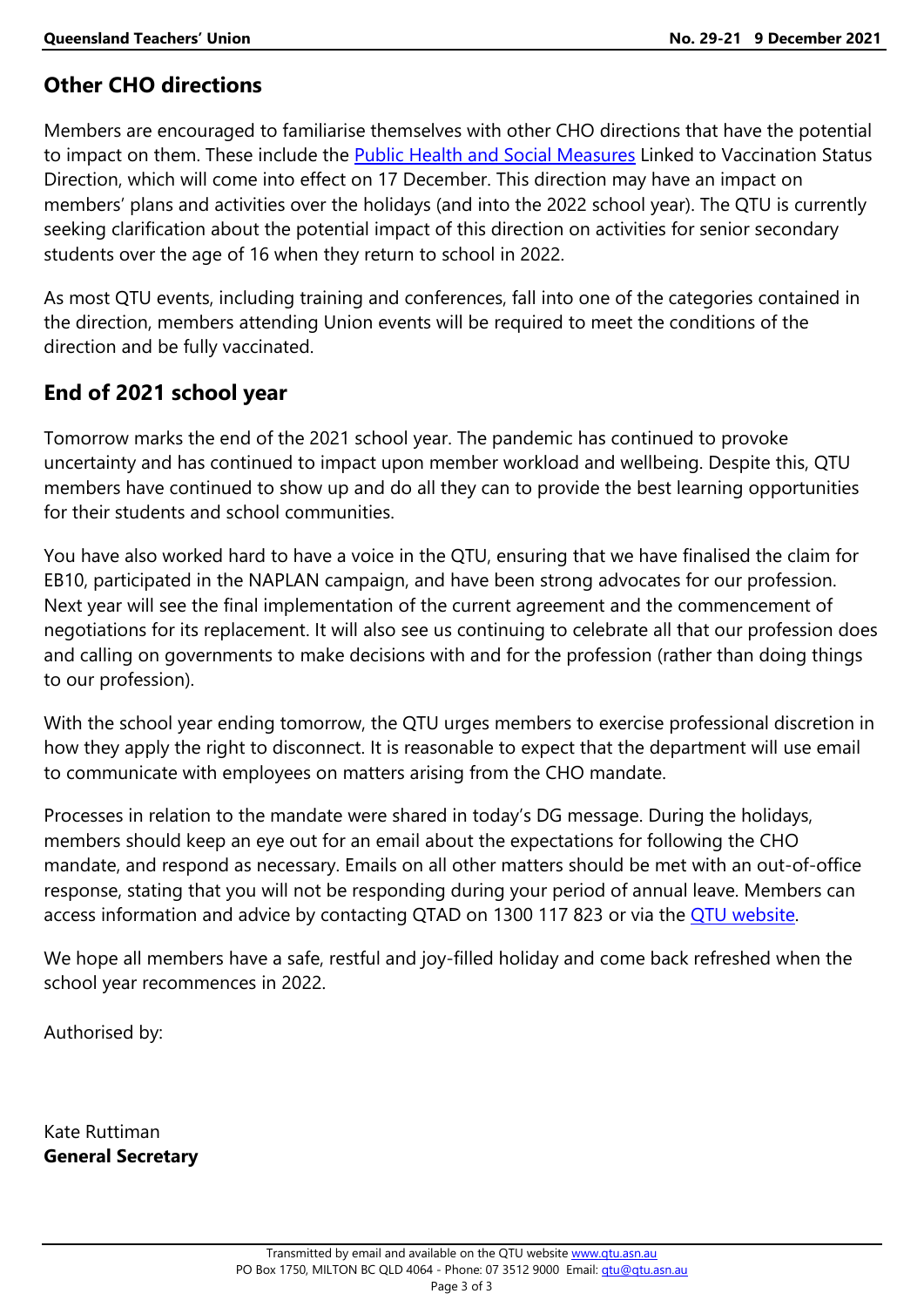## Other CHO directions

Members are encouraged to familiarise themselves with other CHO directions that have the potential to impact on them. These include the [Public Health and Social Measures](#) Linked to Vaccination Status Direction, which will come into effect on 17 December. This direction may have an impact on members' plans and activities over the holidays (and into the 2022 school year). The QTU is currently seeking clarification about the potential impact of this direction on activities for senior secondary students over the age of 16 when they return to school in 2022.

As most QTU events, including training and conferences, fall into one of the categories contained in the direction, members attending Union events will be required to meet the conditions of the direction and be fully vaccinated.

## End of 2021 school year

Tomorrow marks the end of the 2021 school year. The pandemic has continued to provoke uncertainty and has continued to impact upon member workload and wellbeing. Despite this, QTU members have continued to show up and do all they can to provide the best learning opportunities for their students and school communities.

You have also worked hard to have a voice in the QTU, ensuring that we have finalised the claim for EB10, participated in the NAPLAN campaign, and have been strong advocates for our profession. Next year will see the final implementation of the current agreement and the commencement of negotiations for its replacement. It will also see us continuing to celebrate all that our profession does and calling on governments to make decisions with and for the profession (rather than doing things to our profession).

With the school year ending tomorrow, the QTU urges members to exercise professional discretion in how they apply the right to disconnect. It is reasonable to expect that the department will use email to communicate with employees on matters arising from the CHO mandate.

Processes in relation to the mandate were shared in today's DG message. During the holidays, members should keep an eye out for an email about the expectations for following the CHO mandate, and respond as necessary. Emails on all other matters should be met with an out-of-office response, stating that you will not be responding during your period of annual leave. Members can access information and advice by contacting QTAD on 1300 117 823 or via the [QTU website](#).

We hope all members have a safe, restful and joy-filled holiday and come back refreshed when the school year recommences in 2022.

Authorised by:

Kate Ruttiman
**General Secretary**